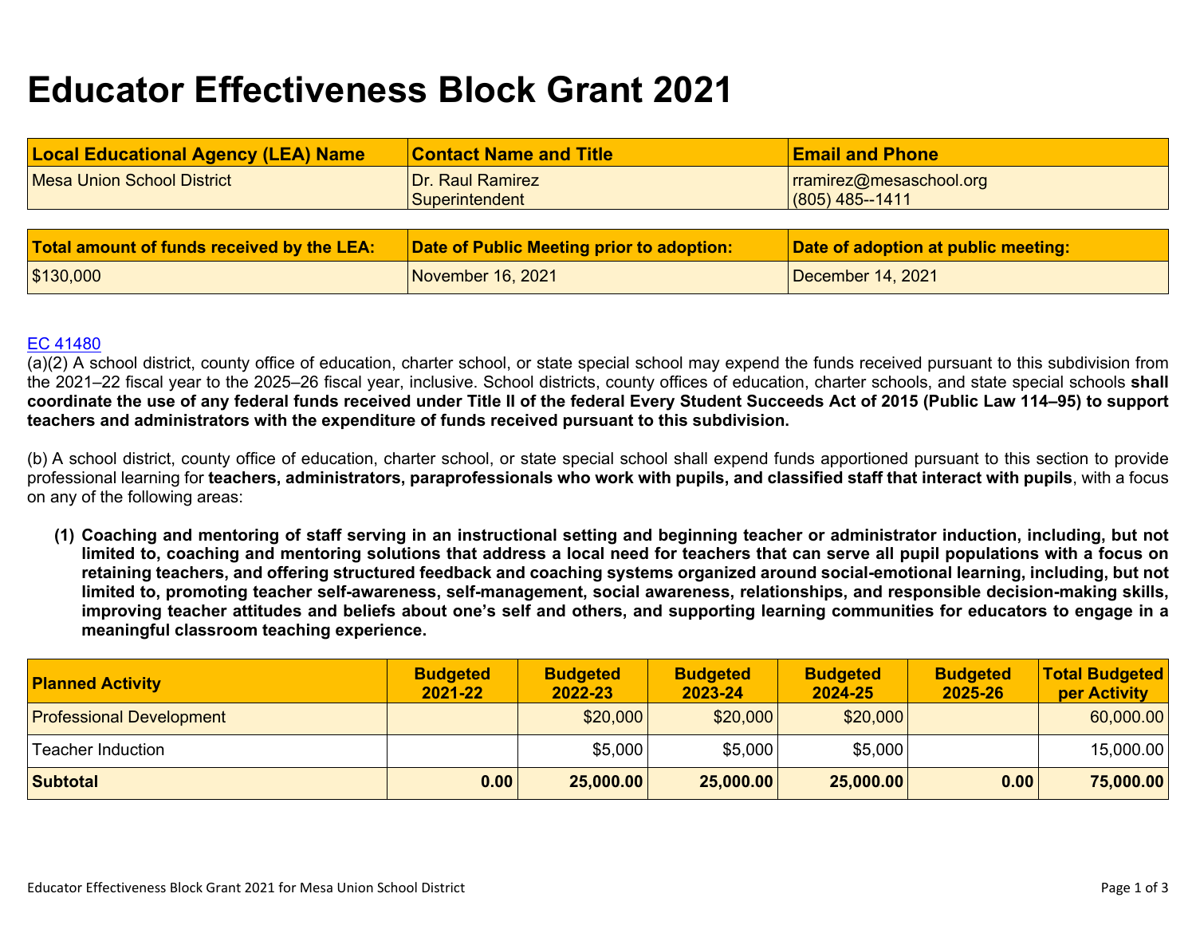# Educator Effectiveness Block Grant 2021

| Local Educational Agency (LEA) Name | Contact Name and Title | Email and Phone |
| --- | --- | --- |
| Mesa Union School District | Dr. Raul Ramirez<br>Superintendent | rramirez@mesaschool.org<br>(805) 485--1411 |

| Total amount of funds received by the LEA: | Date of Public Meeting prior to adoption: | Date of adoption at public meeting: |
| --- | --- | --- |
| $130,000 | November 16, 2021 | December 14, 2021 |

EC 41480

(a)(2) A school district, county office of education, charter school, or state special school may expend the funds received pursuant to this subdivision from the 2021–22 fiscal year to the 2025–26 fiscal year, inclusive. School districts, county offices of education, charter schools, and state special schools **shall coordinate the use of any federal funds received under Title II of the federal Every Student Succeeds Act of 2015 (Public Law 114–95) to support teachers and administrators with the expenditure of funds received pursuant to this subdivision.**

(b) A school district, county office of education, charter school, or state special school shall expend funds apportioned pursuant to this section to provide professional learning for **teachers, administrators, paraprofessionals who work with pupils, and classified staff that interact with pupils**, with a focus on any of the following areas:

**(1) Coaching and mentoring of staff serving in an instructional setting and beginning teacher or administrator induction, including, but not limited to, coaching and mentoring solutions that address a local need for teachers that can serve all pupil populations with a focus on retaining teachers, and offering structured feedback and coaching systems organized around social-emotional learning, including, but not limited to, promoting teacher self-awareness, self-management, social awareness, relationships, and responsible decision-making skills, improving teacher attitudes and beliefs about one's self and others, and supporting learning communities for educators to engage in a meaningful classroom teaching experience.**

| Planned Activity | Budgeted 2021-22 | Budgeted 2022-23 | Budgeted 2023-24 | Budgeted 2024-25 | Budgeted 2025-26 | Total Budgeted per Activity |
| --- | --- | --- | --- | --- | --- | --- |
| Professional Development | | $20,000 | $20,000 | $20,000 | | 60,000.00 |
| Teacher Induction | | $5,000 | $5,000 | $5,000 | | 15,000.00 |
| **Subtotal** | **0.00** | **25,000.00** | **25,000.00** | **25,000.00** | **0.00** | **75,000.00** |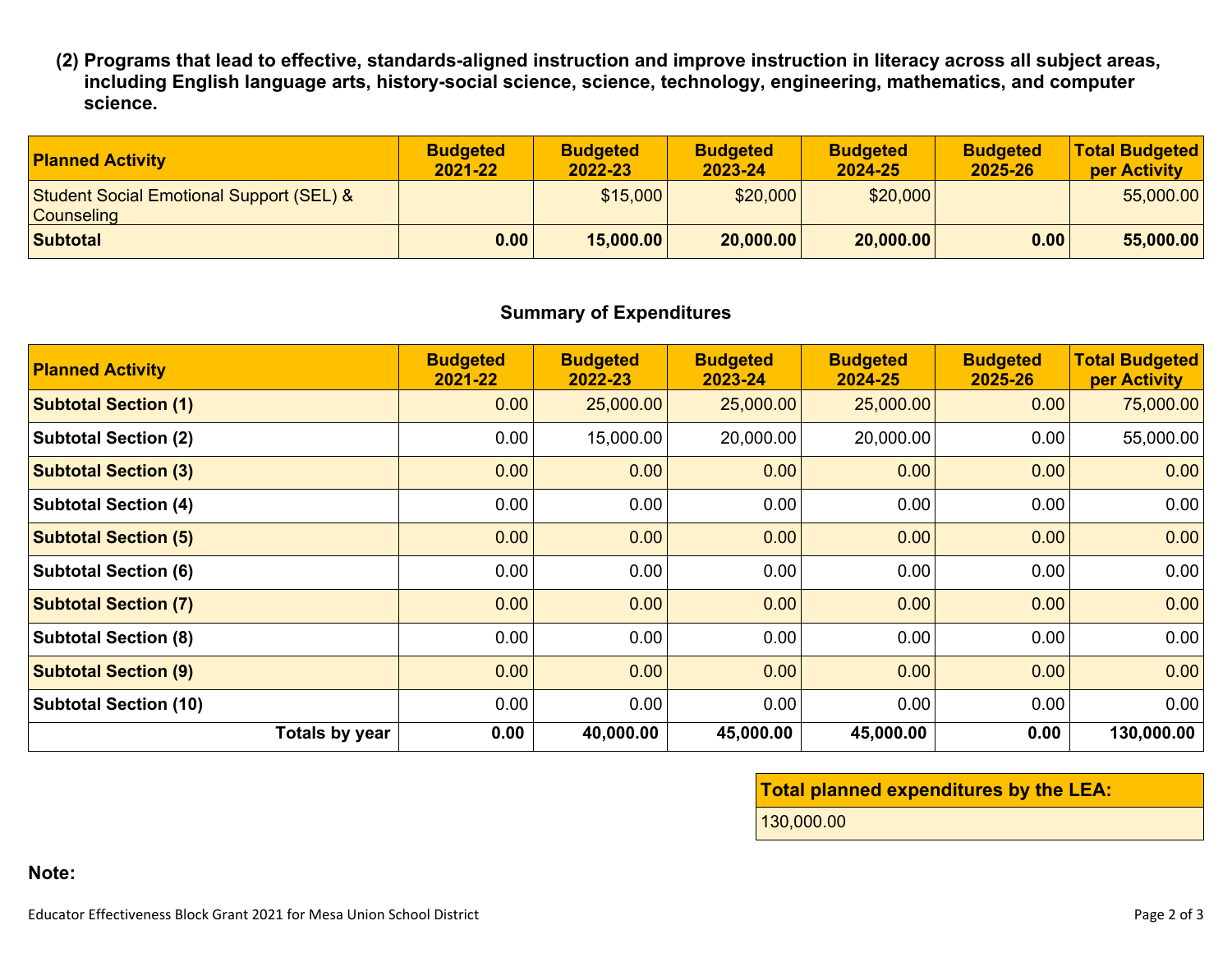**(2) Programs that lead to effective, standards-aligned instruction and improve instruction in literacy across all subject areas, including English language arts, history-social science, science, technology, engineering, mathematics, and computer science.**

| Planned Activity | Budgeted 2021-22 | Budgeted 2022-23 | Budgeted 2023-24 | Budgeted 2024-25 | Budgeted 2025-26 | Total Budgeted per Activity |
|---|---|---|---|---|---|---|
| Student Social Emotional Support (SEL) & Counseling | | $15,000 | $20,000 | $20,000 | | 55,000.00 |
| **Subtotal** | **0.00** | **15,000.00** | **20,000.00** | **20,000.00** | **0.00** | **55,000.00** |

## Summary of Expenditures

| Planned Activity | Budgeted 2021-22 | Budgeted 2022-23 | Budgeted 2023-24 | Budgeted 2024-25 | Budgeted 2025-26 | Total Budgeted per Activity |
|---|---|---|---|---|---|---|
| **Subtotal Section (1)** | 0.00 | 25,000.00 | 25,000.00 | 25,000.00 | 0.00 | 75,000.00 |
| **Subtotal Section (2)** | 0.00 | 15,000.00 | 20,000.00 | 20,000.00 | 0.00 | 55,000.00 |
| **Subtotal Section (3)** | 0.00 | 0.00 | 0.00 | 0.00 | 0.00 | 0.00 |
| **Subtotal Section (4)** | 0.00 | 0.00 | 0.00 | 0.00 | 0.00 | 0.00 |
| **Subtotal Section (5)** | 0.00 | 0.00 | 0.00 | 0.00 | 0.00 | 0.00 |
| **Subtotal Section (6)** | 0.00 | 0.00 | 0.00 | 0.00 | 0.00 | 0.00 |
| **Subtotal Section (7)** | 0.00 | 0.00 | 0.00 | 0.00 | 0.00 | 0.00 |
| **Subtotal Section (8)** | 0.00 | 0.00 | 0.00 | 0.00 | 0.00 | 0.00 |
| **Subtotal Section (9)** | 0.00 | 0.00 | 0.00 | 0.00 | 0.00 | 0.00 |
| **Subtotal Section (10)** | 0.00 | 0.00 | 0.00 | 0.00 | 0.00 | 0.00 |
| **Totals by year** | **0.00** | **40,000.00** | **45,000.00** | **45,000.00** | **0.00** | **130,000.00** |

| **Total planned expenditures by the LEA:** |
|---|
| 130,000.00 |

**Note:**

Educator Effectiveness Block Grant 2021 for Mesa Union School District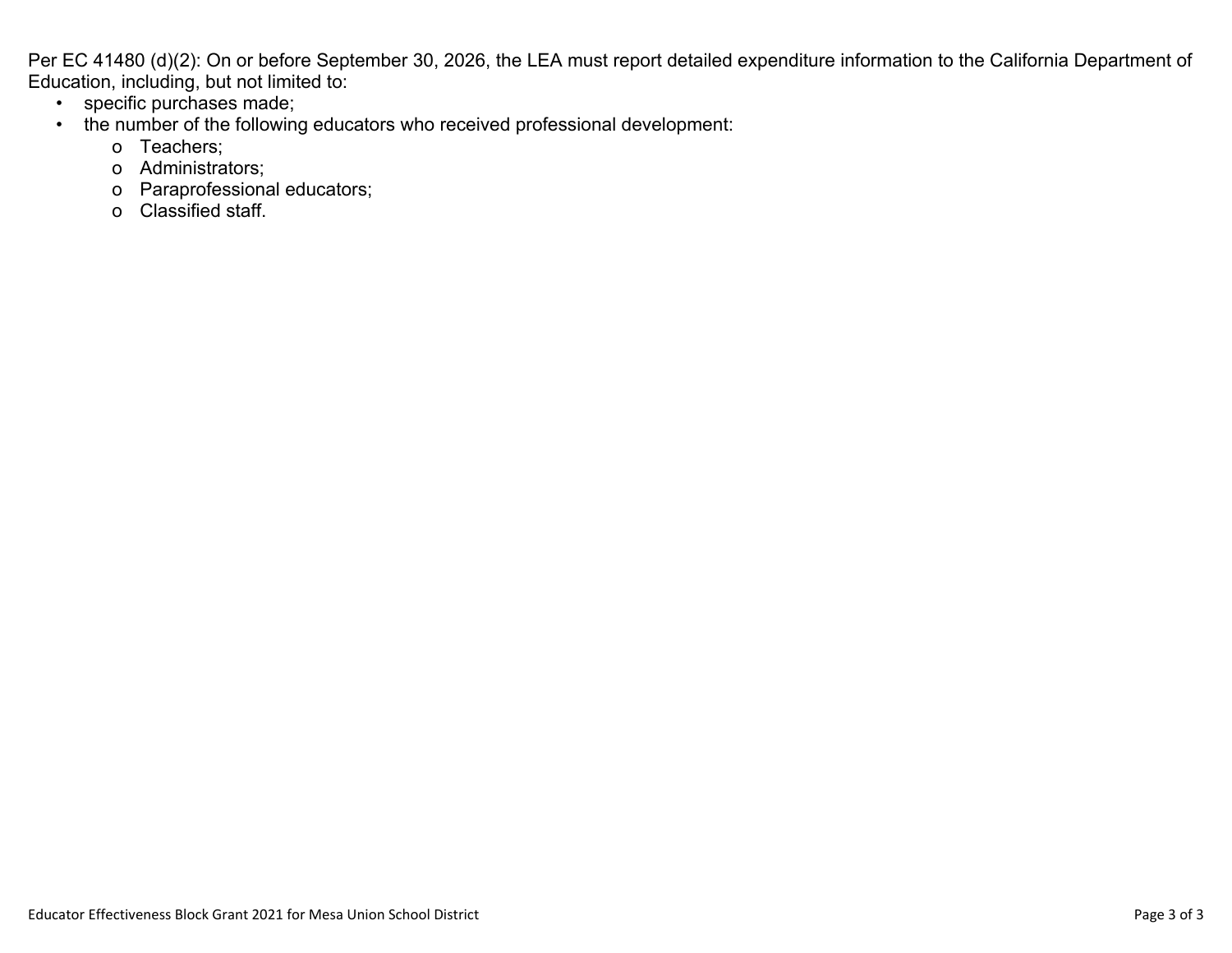Per EC 41480 (d)(2): On or before September 30, 2026, the LEA must report detailed expenditure information to the California Department of Education, including, but not limited to:

- specific purchases made;
- the number of the following educators who received professional development:
  - Teachers;
  - Administrators;
  - Paraprofessional educators;
  - Classified staff.